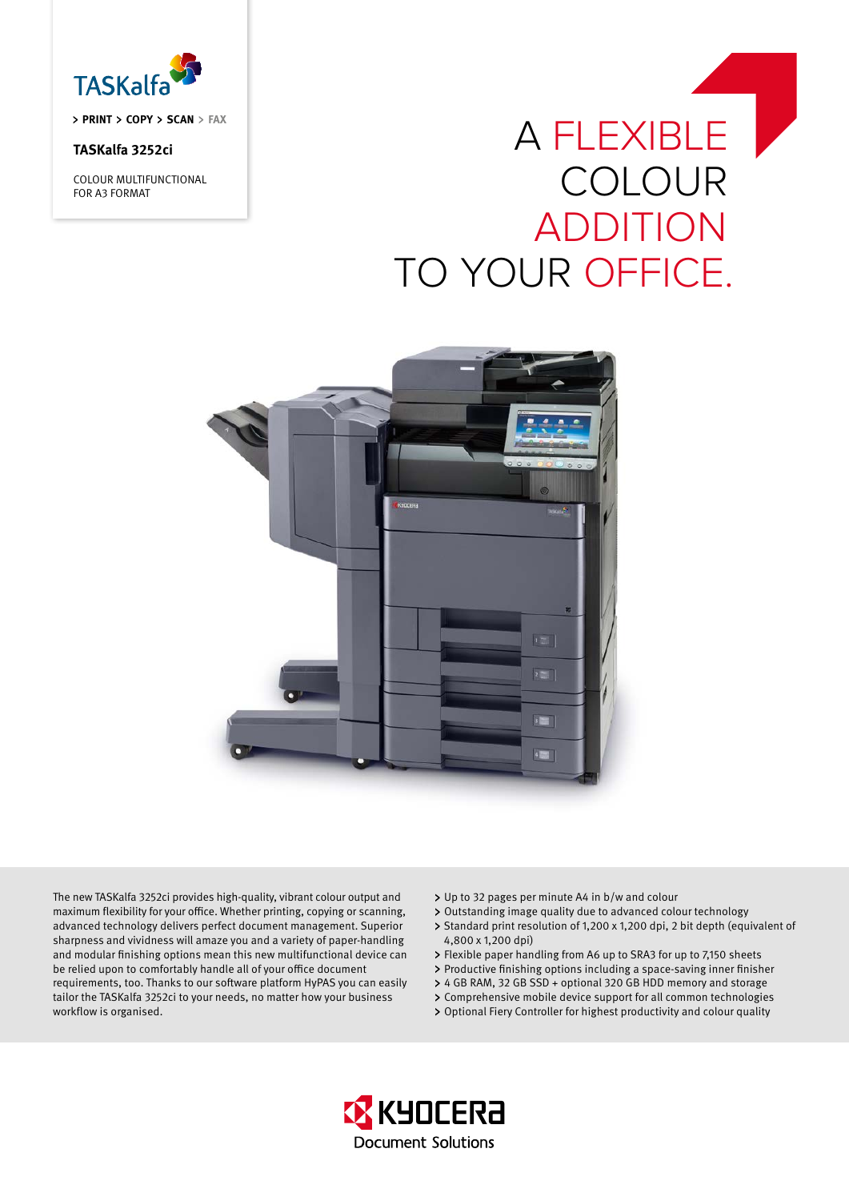TASKalfa

> PRINT > COPY > SCAN > FAX

**TASKalfa 3252ci**

COLOUR MULTIFUNCTIONAL
FOR A3 FORMAT

# A FLEXIBLE COLOUR ADDITION TO YOUR OFFICE.

The new TASKalfa 3252ci provides high-quality, vibrant colour output and maximum flexibility for your office. Whether printing, copying or scanning, advanced technology delivers perfect document management. Superior sharpness and vividness will amaze you and a variety of paper-handling and modular finishing options mean this new multifunctional device can be relied upon to comfortably handle all of your office document requirements, too. Thanks to our software platform HyPAS you can easily tailor the TASKalfa 3252ci to your needs, no matter how your business workflow is organised.

- Up to 32 pages per minute A4 in b/w and colour
- Outstanding image quality due to advanced colour technology
- Standard print resolution of 1,200 x 1,200 dpi, 2 bit depth (equivalent of 4,800 x 1,200 dpi)
- Flexible paper handling from A6 up to SRA3 for up to 7,150 sheets
- Productive finishing options including a space-saving inner finisher
- 4 GB RAM, 32 GB SSD + optional 320 GB HDD memory and storage
- Comprehensive mobile device support for all common technologies
- Optional Fiery Controller for highest productivity and colour quality

KYOCERA Document Solutions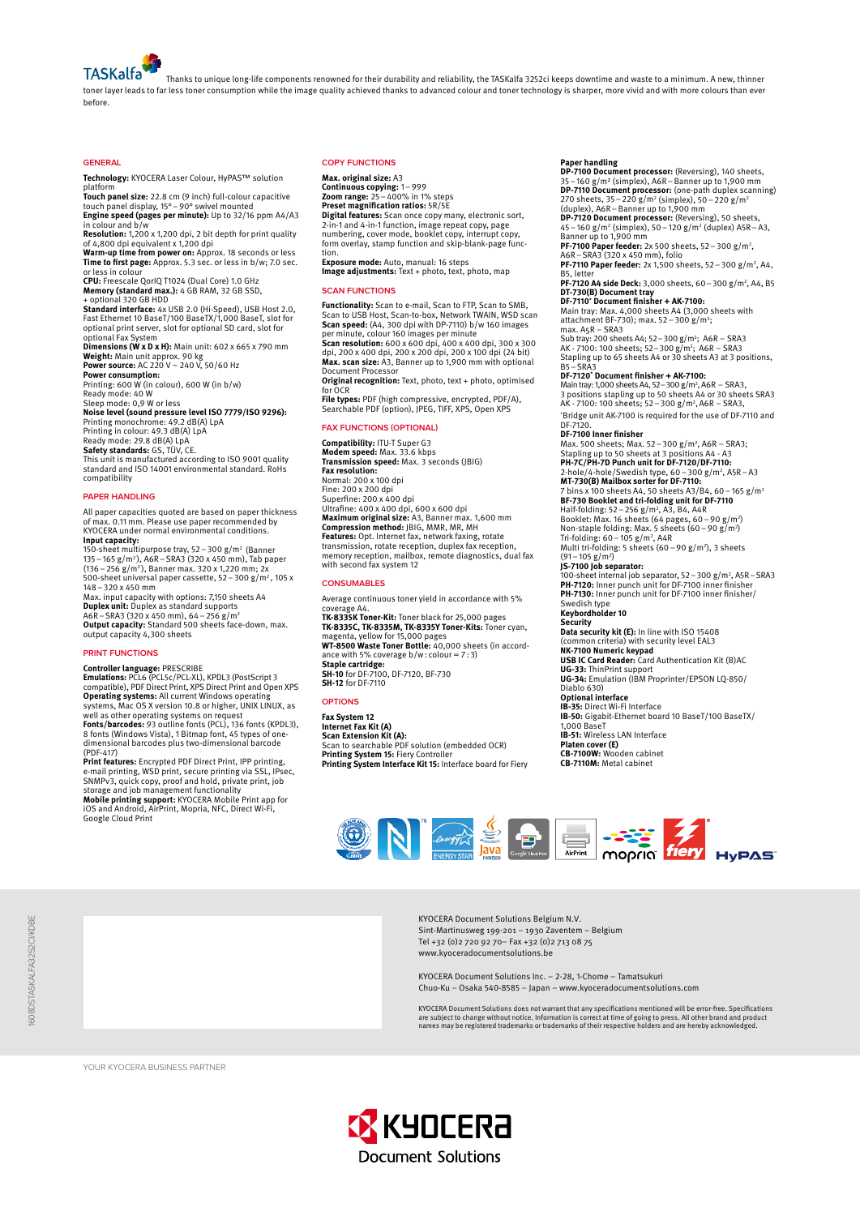TASKalfa

Thanks to unique long-life components renowned for their durability and reliability, the TASKalfa 3252ci keeps downtime and waste to a minimum. A new, thinner toner layer leads to far less toner consumption while the image quality achieved thanks to advanced colour and toner technology is sharper, more vivid and with more colours than ever before.

## GENERAL

**Technology:** KYOCERA Laser Colour, HyPAS™ solution platform
**Touch panel size:** 22.8 cm (9 inch) full-colour capacitive touch panel display, 15° – 90° swivel mounted
**Engine speed (pages per minute):** Up to 32/16 ppm A4/A3 in colour and b/w
**Resolution:** 1,200 x 1,200 dpi, 2 bit depth for print quality of 4,800 dpi equivalent x 1,200 dpi
**Warm-up time from power on:** Approx. 18 seconds or less
**Time to first page:** Approx. 5.3 sec. or less in b/w; 7.0 sec. or less in colour
**CPU:** Freescale QorIQ T1024 (Dual Core) 1.0 GHz
**Memory (standard max.):** 4 GB RAM, 32 GB SSD, + optional 320 GB HDD
**Standard interface:** 4x USB 2.0 (Hi-Speed), USB Host 2.0, Fast Ethernet 10 BaseT/100 BaseTX/1,000 BaseT, slot for optional print server, slot for optional SD card, slot for optional Fax System
**Dimensions (W x D x H):** Main unit: 602 x 665 x 790 mm
**Weight:** Main unit approx. 90 kg
**Power source:** AC 220 V ~ 240 V, 50/60 Hz
**Power consumption:**
Printing: 600 W (in colour), 600 W (in b/w)
Ready mode: 40 W
Sleep mode: 0,9 W or less
**Noise level (sound pressure level ISO 7779/ISO 9296):**
Printing monochrome: 49.2 dB(A) LpA
Printing in colour: 49.3 dB(A) LpA
Ready mode: 29.8 dB(A) LpA
**Safety standards:** GS, TÜV, CE.
This unit is manufactured according to ISO 9001 quality standard and ISO 14001 environmental standard. RoHs compatibility

## PAPER HANDLING

All paper capacities quoted are based on paper thickness of max. 0.11 mm. Please use paper recommended by KYOCERA under normal environmental conditions.
**Input capacity:**
150-sheet multipurpose tray, 52 – 300 g/m² (Banner 135 – 165 g/m²), A6R – SRA3 (320 x 450 mm), Tab paper (136 – 256 g/m²), Banner max. 320 x 1,220 mm; 2x 500-sheet universal paper cassette, 52 – 300 g/m², 105 x 148 – 320 x 450 mm
Max. input capacity with options: 7,150 sheets A4
**Duplex unit:** Duplex as standard supports A6R – SRA3 (320 x 450 mm), 64 – 256 g/m²
**Output capacity:** Standard 500 sheets face-down, max. output capacity 4,300 sheets

## PRINT FUNCTIONS

**Controller language:** PRESCRIBE
**Emulations:** PCL6 (PCL5c/PCL-XL), KPDL3 (PostScript 3 compatible), PDF Direct Print, XPS Direct Print and Open XPS
**Operating systems:** All current Windows operating systems, Mac OS X version 10.8 or higher, UNIX LINUX, as well as other operating systems on request
**Fonts/barcodes:** 93 outline fonts (PCL), 136 fonts (KPDL3), 8 fonts (Windows Vista), 1 Bitmap font, 45 types of one-dimensional barcodes plus two-dimensional barcode (PDF-417)
**Print features:** Encrypted PDF Direct Print, IPP printing, e-mail printing, WSD print, secure printing via SSL, IPsec, SNMPv3, quick copy, proof and hold, private print, job storage and job management functionality
**Mobile printing support:** KYOCERA Mobile Print app for iOS and Android, AirPrint, Mopria, NFC, Direct Wi-Fi, Google Cloud Print

## COPY FUNCTIONS

**Max. original size:** A3
**Continuous copying:** 1 – 999
**Zoom range:** 25 – 400% in 1% steps
**Preset magnification ratios:** 5R/5E
**Digital features:** Scan once copy many, electronic sort, 2-in-1 and 4-in-1 function, image repeat copy, page numbering, cover mode, booklet copy, interrupt copy, form overlay, stamp function and skip-blank-page function.
**Exposure mode:** Auto, manual: 16 steps
**Image adjustments:** Text + photo, text, photo, map

## SCAN FUNCTIONS

**Functionality:** Scan to e-mail, Scan to FTP, Scan to SMB, Scan to USB Host, Scan-to-box, Network TWAIN, WSD scan
**Scan speed:** (A4, 300 dpi with DP-7110) b/w 160 images per minute, colour 160 images per minute
**Scan resolution:** 600 x 600 dpi, 400 x 400 dpi, 300 x 300 dpi, 200 x 400 dpi, 200 x 200 dpi, 200 x 100 dpi (24 bit)
**Max. scan size:** A3, Banner up to 1,900 mm with optional Document Processor
**Original recognition:** Text, photo, text + photo, optimised for OCR
**File types:** PDF (high compressive, encrypted, PDF/A), Searchable PDF (option), JPEG, TIFF, XPS, Open XPS

## FAX FUNCTIONS (OPTIONAL)

**Compatibility:** ITU-T Super G3
**Modem speed:** Max. 33.6 kbps
**Transmission speed:** Max. 3 seconds (JBIG)
**Fax resolution:**
Normal: 200 x 100 dpi
Fine: 200 x 200 dpi
Superfine: 200 x 400 dpi
Ultrafine: 400 x 400 dpi, 600 x 600 dpi
**Maximum original size:** A3, Banner max. 1,600 mm
**Compression method:** JBIG, MMR, MR, MH
**Features:** Opt. Internet fax, network faxing, rotate transmission, rotate reception, duplex fax reception, memory reception, mailbox, remote diagnostics, dual fax with second fax system 12

## CONSUMABLES

Average continuous toner yield in accordance with 5% coverage A4.
**TK-8335K Toner-Kit:** Toner black for 25,000 pages
**TK-8335C, TK-8335M, TK-8335Y Toner-Kits:** Toner cyan, magenta, yellow for 15,000 pages
**WT-8500 Waste Toner Bottle:** 40,000 sheets (in accordance with 5% coverage b/w : colour = 7 : 3)
**Staple cartridge:**
**SH-10** for DF-7100, DF-7120, BF-730
**SH-12** for DF-7110

## OPTIONS

**Fax System 12**
**Internet Fax Kit (A)**
**Scan Extension Kit (A):**
Scan to searchable PDF solution (embedded OCR)
**Printing System 15:** Fiery Controller
**Printing System Interface Kit 15:** Interface board for Fiery

**Paper handling**
**DP-7100 Document processor:** (Reversing), 140 sheets, 35 – 160 g/m² (simplex), A6R – Banner up to 1,900 mm
**DP-7110 Document processor:** (one-path duplex scanning) 270 sheets, 35 – 220 g/m² (simplex), 50 – 220 g/m² (duplex), A6R – Banner up to 1,900 mm
**DP-7120 Document processor:** (Reversing), 50 sheets, 45 – 160 g/m² (simplex), 50 – 120 g/m² (duplex) A5R – A3, Banner up to 1,900 mm
**PF-7100 Paper feeder:** 2x 500 sheets, 52 – 300 g/m², A6R – SRA3 (320 x 450 mm), folio
**PF-7110 Paper feeder:** 2x 1,500 sheets, 52 – 300 g/m², A4, B5, letter
**PF-7120 A4 side Deck:** 3,000 sheets, 60 – 300 g/m², A4, B5
**DT-730(B) Document tray**
**DF-7110\* Document finisher + AK-7100:**
Main tray: Max. 4,000 sheets A4 (3,000 sheets with attachment BF-730); max. 52 – 300 g/m²; max. A5R – SRA3
Sub tray: 200 sheets A4; 52 – 300 g/m²; A6R – SRA3
AK - 7100: 100 sheets; 52 – 300 g/m²; A6R – SRA3
Stapling up to 65 sheets A4 or 30 sheets A3 at 3 positions, B5 – SRA3
**DF-7120\* Document finisher + AK-7100:**
Main tray: 1,000 sheets A4, 52 – 300 g/m², A6R – SRA3,
3 positions stapling up to 50 sheets A4 or 30 sheets SRA3
AK - 7100: 100 sheets; 52 – 300 g/m², A6R – SRA3,
\*Bridge unit AK-7100 is required for the use of DF-7110 and DF-7120.
**DF-7100 Inner finisher**
Max. 500 sheets; Max. 52 – 300 g/m², A6R – SRA3;
Stapling up to 50 sheets at 3 positions A4 - A3
**PH-7C/PH-7D Punch unit for DF-7120/DF-7110:**
2-hole/4-hole/Swedish type, 60 – 300 g/m², A5R – A3
**MT-730(B) Mailbox sorter for DF-7110:**
7 bins x 100 sheets A4, 50 sheets A3/B4, 60 – 165 g/m²
**BF-730 Booklet and tri-folding unit for DF-7110**
Half-folding: 52 – 256 g/m², A3, B4, A4R
Booklet: Max. 16 sheets (64 pages, 60 – 90 g/m²)
Non-staple folding: Max. 5 sheets (60 – 90 g/m²)
Tri-folding: 60 – 105 g/m², A4R
Multi tri-folding: 5 sheets (60 – 90 g/m²), 3 sheets (91 – 105 g/m²)
**JS-7100 Job separator:**
100-sheet internal job separator, 52 – 300 g/m², A5R – SRA3
**PH-7120:** Inner punch unit for DF-7100 inner finisher
**PH-7130:** Inner punch unit for DF-7100 inner finisher/ Swedish type
**Keybordholder 10**
**Security**
**Data security kit (E):** In line with ISO 15408 (common criteria) with security level EAL3
**NK-7100 Numeric keypad**
**USB IC Card Reader:** Card Authentication Kit (B)AC
**UG-33:** ThinPrint support
**UG-34:** Emulation (IBM Proprinter/EPSON LQ-850/ Diablo 630)
**Optional interface**
**IB-35:** Direct Wi-Fi Interface
**IB-50:** Gigabit-Ethernet board 10 BaseT/100 BaseTX/ 1,000 BaseT
**IB-51:** Wireless LAN Interface
**Platen cover (E)**
**CB-7100W:** Wooden cabinet
**CB-7110M:** Metal cabinet

KYOCERA Document Solutions Belgium N.V.
Sint-Martinusweg 199-201 – 1930 Zaventem – Belgium
Tel +32 (0)2 720 92 70– Fax +32 (0)2 713 08 75
www.kyoceradocumentsolutions.be

KYOCERA Document Solutions Inc. – 2-28, 1-Chome – Tamatsukuri
Chuo-Ku – Osaka 540-8585 – Japan – www.kyoceradocumentsolutions.com

KYOCERA Document Solutions does not warrant that any specifications mentioned will be error-free. Specifications are subject to change without notice. Information is correct at time of going to press. All other brand and product names may be registered trademarks or trademarks of their respective holders and are hereby acknowledged.

1608DSTASKALFA3252CIKDBE

YOUR KYOCERA BUSINESS PARTNER

KYOCERA Document Solutions